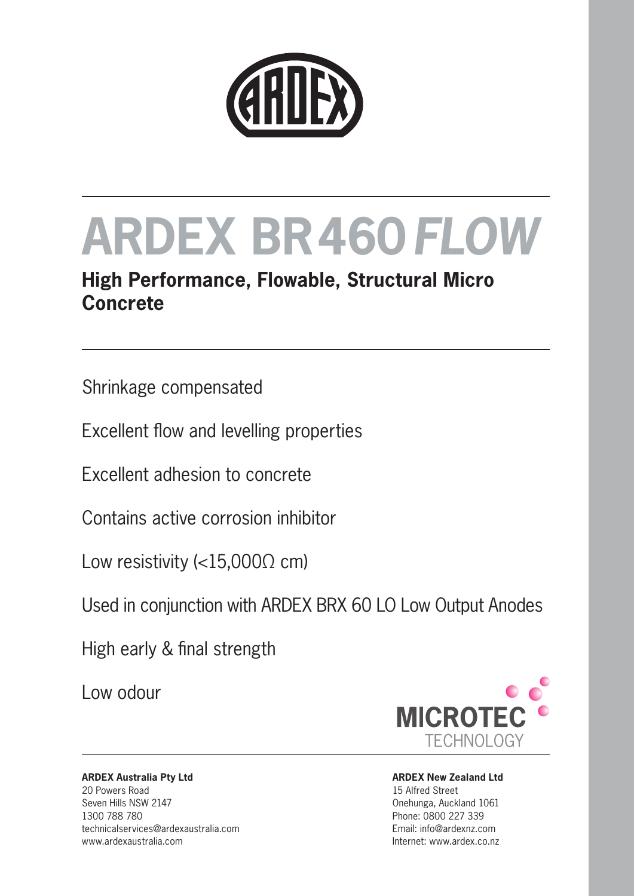# ARDEX BR460 *FLOW*

## High Performance, Flowable, Structural Micro Concrete

Shrinkage compensated

Excellent flow and levelling properties

Excellent adhesion to concrete

Contains active corrosion inhibitor

Low resistivity (<15,000Ω cm)

Used in conjunction with ARDEX BRX 60 LO Low Output Anodes

High early & final strength

Low odour

MICROTEC TECHNOLOGY

**ARDEX Australia Pty Ltd**
20 Powers Road
Seven Hills NSW 2147
1300 788 780
technicalservices@ardexaustralia.com
www.ardexaustralia.com

**ARDEX New Zealand Ltd**
15 Alfred Street
Onehunga, Auckland 1061
Phone: 0800 227 339
Email: info@ardexnz.com
Internet: www.ardex.co.nz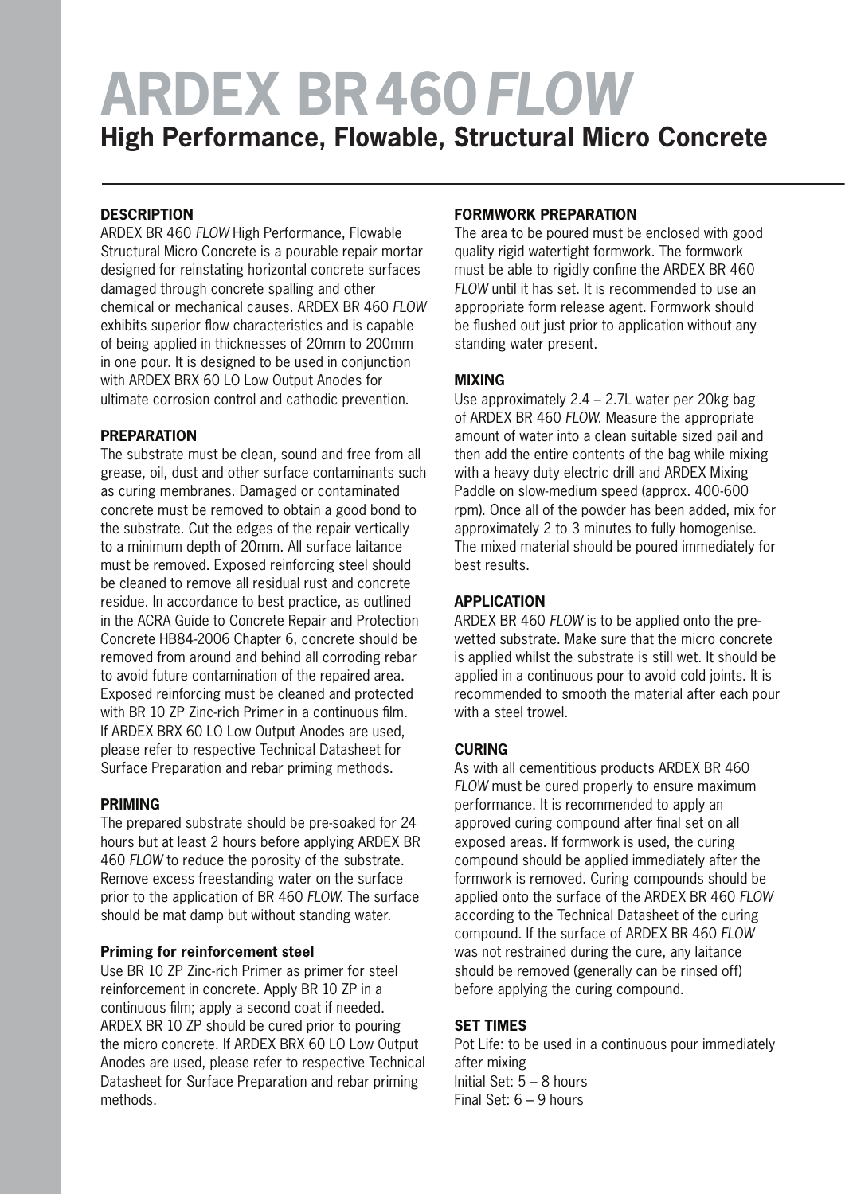# ARDEX BR 460 *FLOW*

## High Performance, Flowable, Structural Micro Concrete

### DESCRIPTION

ARDEX BR 460 *FLOW* High Performance, Flowable Structural Micro Concrete is a pourable repair mortar designed for reinstating horizontal concrete surfaces damaged through concrete spalling and other chemical or mechanical causes. ARDEX BR 460 *FLOW* exhibits superior flow characteristics and is capable of being applied in thicknesses of 20mm to 200mm in one pour. It is designed to be used in conjunction with ARDEX BRX 60 LO Low Output Anodes for ultimate corrosion control and cathodic prevention.

### PREPARATION

The substrate must be clean, sound and free from all grease, oil, dust and other surface contaminants such as curing membranes. Damaged or contaminated concrete must be removed to obtain a good bond to the substrate. Cut the edges of the repair vertically to a minimum depth of 20mm. All surface laitance must be removed. Exposed reinforcing steel should be cleaned to remove all residual rust and concrete residue. In accordance to best practice, as outlined in the ACRA Guide to Concrete Repair and Protection Concrete HB84-2006 Chapter 6, concrete should be removed from around and behind all corroding rebar to avoid future contamination of the repaired area. Exposed reinforcing must be cleaned and protected with BR 10 ZP Zinc-rich Primer in a continuous film. If ARDEX BRX 60 LO Low Output Anodes are used, please refer to respective Technical Datasheet for Surface Preparation and rebar priming methods.

### PRIMING

The prepared substrate should be pre-soaked for 24 hours but at least 2 hours before applying ARDEX BR 460 *FLOW* to reduce the porosity of the substrate. Remove excess freestanding water on the surface prior to the application of BR 460 *FLOW*. The surface should be mat damp but without standing water.

#### Priming for reinforcement steel

Use BR 10 ZP Zinc-rich Primer as primer for steel reinforcement in concrete. Apply BR 10 ZP in a continuous film; apply a second coat if needed. ARDEX BR 10 ZP should be cured prior to pouring the micro concrete. If ARDEX BRX 60 LO Low Output Anodes are used, please refer to respective Technical Datasheet for Surface Preparation and rebar priming methods.

### FORMWORK PREPARATION

The area to be poured must be enclosed with good quality rigid watertight formwork. The formwork must be able to rigidly confine the ARDEX BR 460 *FLOW* until it has set. It is recommended to use an appropriate form release agent. Formwork should be flushed out just prior to application without any standing water present.

### MIXING

Use approximately 2.4 – 2.7L water per 20kg bag of ARDEX BR 460 *FLOW*. Measure the appropriate amount of water into a clean suitable sized pail and then add the entire contents of the bag while mixing with a heavy duty electric drill and ARDEX Mixing Paddle on slow-medium speed (approx. 400-600 rpm). Once all of the powder has been added, mix for approximately 2 to 3 minutes to fully homogenise. The mixed material should be poured immediately for best results.

### APPLICATION

ARDEX BR 460 *FLOW* is to be applied onto the pre-wetted substrate. Make sure that the micro concrete is applied whilst the substrate is still wet. It should be applied in a continuous pour to avoid cold joints. It is recommended to smooth the material after each pour with a steel trowel.

### CURING

As with all cementitious products ARDEX BR 460 *FLOW* must be cured properly to ensure maximum performance. It is recommended to apply an approved curing compound after final set on all exposed areas. If formwork is used, the curing compound should be applied immediately after the formwork is removed. Curing compounds should be applied onto the surface of the ARDEX BR 460 *FLOW* according to the Technical Datasheet of the curing compound. If the surface of ARDEX BR 460 *FLOW* was not restrained during the cure, any laitance should be removed (generally can be rinsed off) before applying the curing compound.

### SET TIMES

Pot Life: to be used in a continuous pour immediately after mixing
Initial Set: 5 – 8 hours
Final Set: 6 – 9 hours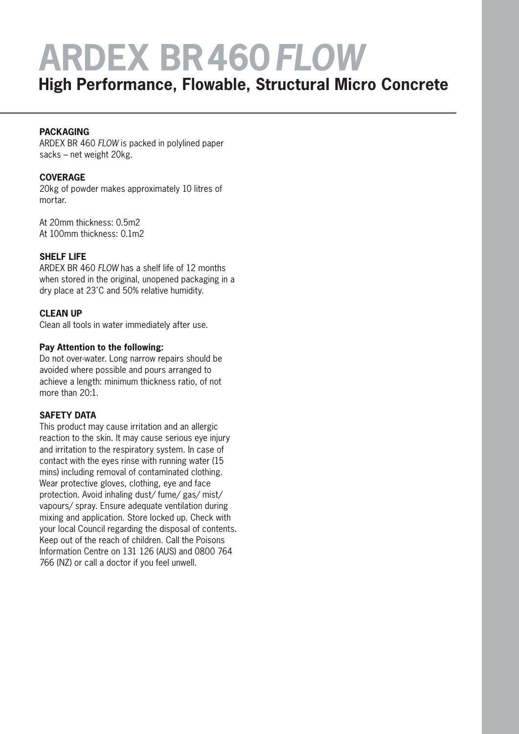# ARDEX BR 460 *FLOW*

## High Performance, Flowable, Structural Micro Concrete

**PACKAGING**

ARDEX BR 460 *FLOW* is packed in polylined paper sacks – net weight 20kg.

**COVERAGE**

20kg of powder makes approximately 10 litres of mortar.

At 20mm thickness: 0.5m2
At 100mm thickness: 0.1m2

**SHELF LIFE**

ARDEX BR 460 *FLOW* has a shelf life of 12 months when stored in the original, unopened packaging in a dry place at 23˚C and 50% relative humidity.

**CLEAN UP**

Clean all tools in water immediately after use.

**Pay Attention to the following:**

Do not over-water. Long narrow repairs should be avoided where possible and pours arranged to achieve a length: minimum thickness ratio, of not more than 20:1.

**SAFETY DATA**

This product may cause irritation and an allergic reaction to the skin. It may cause serious eye injury and irritation to the respiratory system. In case of contact with the eyes rinse with running water (15 mins) including removal of contaminated clothing. Wear protective gloves, clothing, eye and face protection. Avoid inhaling dust/ fume/ gas/ mist/ vapours/ spray. Ensure adequate ventilation during mixing and application. Store locked up. Check with your local Council regarding the disposal of contents. Keep out of the reach of children. Call the Poisons Information Centre on 131 126 (AUS) and 0800 764 766 (NZ) or call a doctor if you feel unwell.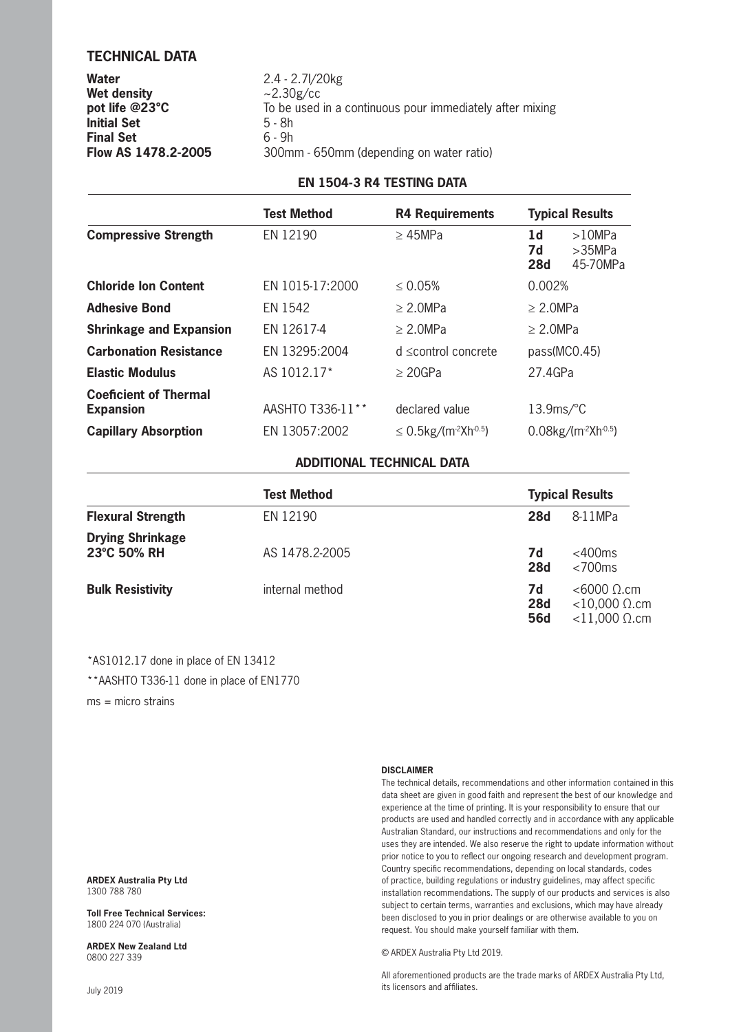## TECHNICAL DATA

| | |
|---|---|
| **Water** | 2.4 - 2.7l/20kg |
| **Wet density** | ~2.30g/cc |
| **pot life @23°C** | To be used in a continuous pour immediately after mixing |
| **Initial Set** | 5 - 8h |
| **Final Set** | 6 - 9h |
| **Flow AS 1478.2-2005** | 300mm - 650mm (depending on water ratio) |

### EN 1504-3 R4 TESTING DATA

| | Test Method | R4 Requirements | Typical Results | |
|---|---|---|---|---|
| **Compressive Strength** | EN 12190 | ≥ 45MPa | **1d**<br>**7d**<br>**28d** | >10MPa<br>>35MPa<br>45-70MPa |
| **Chloride Ion Content** | EN 1015-17:2000 | ≤ 0.05% | 0.002% | |
| **Adhesive Bond** | EN 1542 | ≥ 2.0MPa | ≥ 2.0MPa | |
| **Shrinkage and Expansion** | EN 12617-4 | ≥ 2.0MPa | ≥ 2.0MPa | |
| **Carbonation Resistance** | EN 13295:2004 | d ≤control concrete | pass(MC0.45) | |
| **Elastic Modulus** | AS 1012.17* | ≥ 20GPa | 27.4GPa | |
| **Coeficient of Thermal Expansion** | AASHTO T336-11** | declared value | 13.9ms/°C | |
| **Capillary Absorption** | EN 13057:2002 | ≤ 0.5kg/($m^{-2}$X$h^{-0.5}$) | 0.08kg/($m^{-2}$X$h^{-0.5}$) | |

### ADDITIONAL TECHNICAL DATA

| | Test Method | Typical Results | |
|---|---|---|---|
| **Flexural Strength** | EN 12190 | **28d** | 8-11MPa |
| **Drying Shrinkage 23°C 50% RH** | AS 1478.2-2005 | **7d**<br>**28d** | <400ms<br><700ms |
| **Bulk Resistivity** | internal method | **7d**<br>**28d**<br>**56d** | <6000 Ω.cm<br><10,000 Ω.cm<br><11,000 Ω.cm |

*AS1012.17 done in place of EN 13412

**AASHTO T336-11 done in place of EN1770

ms = micro strains

**DISCLAIMER**

The technical details, recommendations and other information contained in this data sheet are given in good faith and represent the best of our knowledge and experience at the time of printing. It is your responsibility to ensure that our products are used and handled correctly and in accordance with any applicable Australian Standard, our instructions and recommendations and only for the uses they are intended. We also reserve the right to update information without prior notice to you to reflect our ongoing research and development program. Country specific recommendations, depending on local standards, codes of practice, building regulations or industry guidelines, may affect specific installation recommendations. The supply of our products and services is also subject to certain terms, warranties and exclusions, which may have already been disclosed to you in prior dealings or are otherwise available to you on request. You should make yourself familiar with them.

© ARDEX Australia Pty Ltd 2019.

All aforementioned products are the trade marks of ARDEX Australia Pty Ltd, its licensors and affiliates.

**ARDEX Australia Pty Ltd**
1300 788 780

**Toll Free Technical Services:**
1800 224 070 (Australia)

**ARDEX New Zealand Ltd**
0800 227 339

July 2019